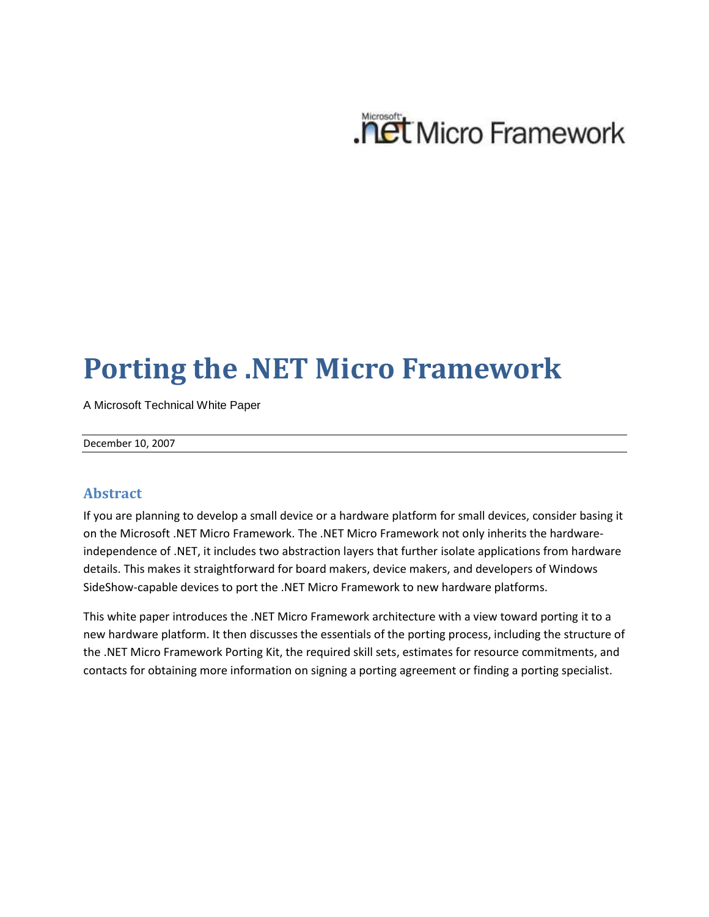Microsoft .net Micro Framework

# Porting the .NET Micro Framework

A Microsoft Technical White Paper

December 10, 2007

## Abstract

If you are planning to develop a small device or a hardware platform for small devices, consider basing it on the Microsoft .NET Micro Framework. The .NET Micro Framework not only inherits the hardware-independence of .NET, it includes two abstraction layers that further isolate applications from hardware details. This makes it straightforward for board makers, device makers, and developers of Windows SideShow-capable devices to port the .NET Micro Framework to new hardware platforms.

This white paper introduces the .NET Micro Framework architecture with a view toward porting it to a new hardware platform. It then discusses the essentials of the porting process, including the structure of the .NET Micro Framework Porting Kit, the required skill sets, estimates for resource commitments, and contacts for obtaining more information on signing a porting agreement or finding a porting specialist.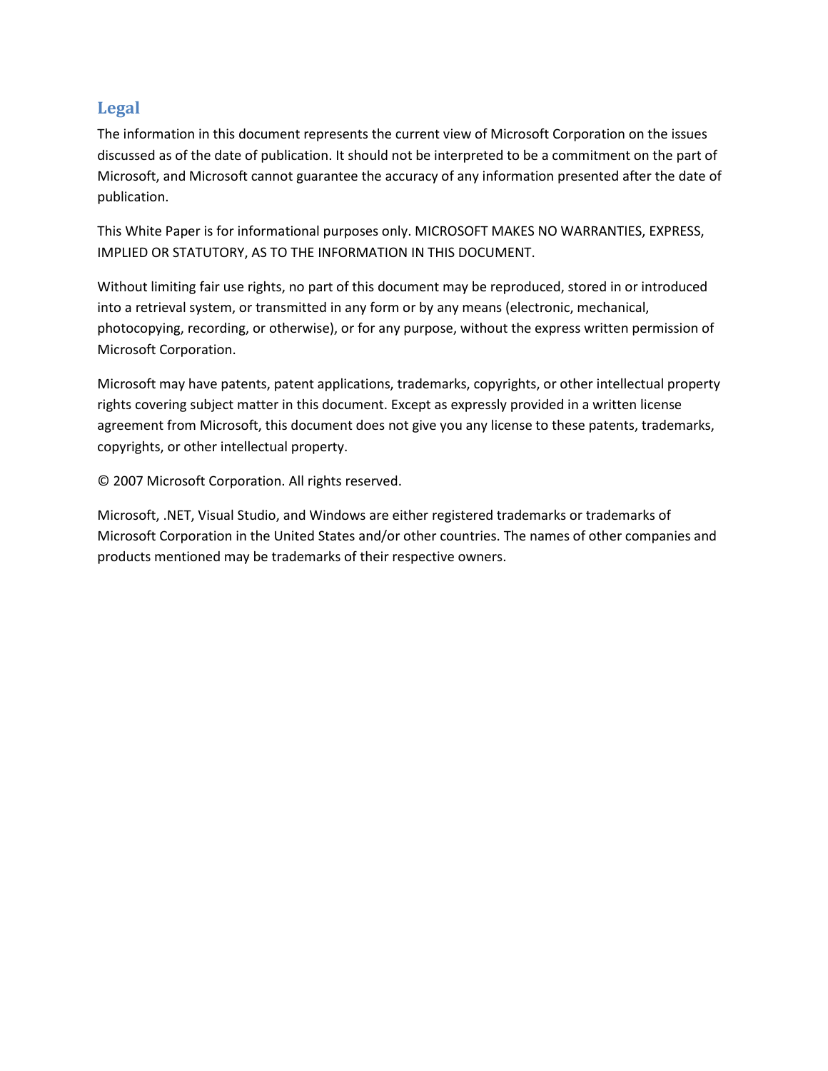## Legal

The information in this document represents the current view of Microsoft Corporation on the issues discussed as of the date of publication. It should not be interpreted to be a commitment on the part of Microsoft, and Microsoft cannot guarantee the accuracy of any information presented after the date of publication.

This White Paper is for informational purposes only. MICROSOFT MAKES NO WARRANTIES, EXPRESS, IMPLIED OR STATUTORY, AS TO THE INFORMATION IN THIS DOCUMENT.

Without limiting fair use rights, no part of this document may be reproduced, stored in or introduced into a retrieval system, or transmitted in any form or by any means (electronic, mechanical, photocopying, recording, or otherwise), or for any purpose, without the express written permission of Microsoft Corporation.

Microsoft may have patents, patent applications, trademarks, copyrights, or other intellectual property rights covering subject matter in this document. Except as expressly provided in a written license agreement from Microsoft, this document does not give you any license to these patents, trademarks, copyrights, or other intellectual property.

© 2007 Microsoft Corporation. All rights reserved.

Microsoft, .NET, Visual Studio, and Windows are either registered trademarks or trademarks of Microsoft Corporation in the United States and/or other countries. The names of other companies and products mentioned may be trademarks of their respective owners.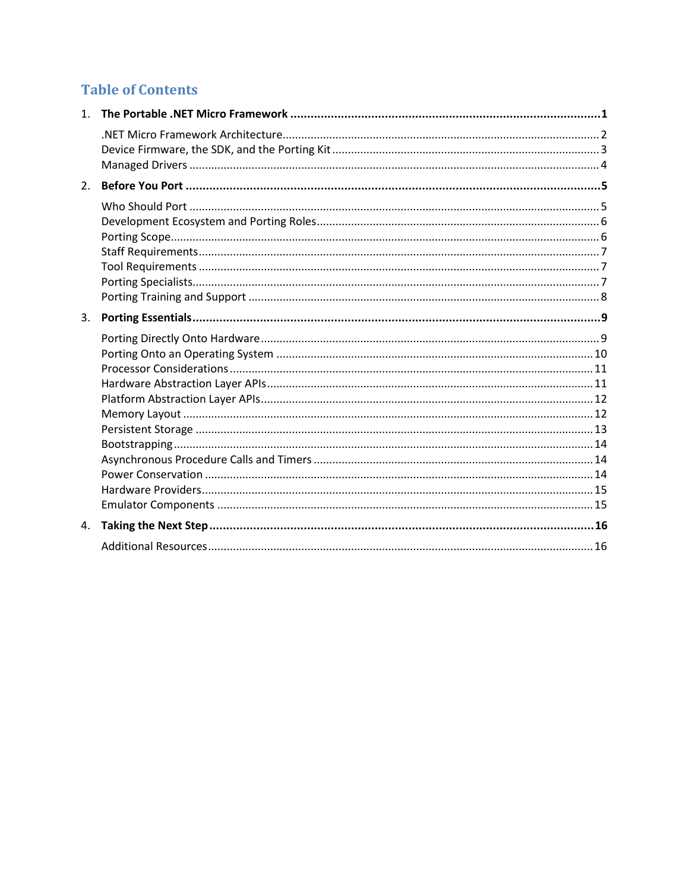# Table of Contents

1. **The Portable .NET Micro Framework** ........ **1**
   - .NET Micro Framework Architecture ........ 2
   - Device Firmware, the SDK, and the Porting Kit ........ 3
   - Managed Drivers ........ 4
2. **Before You Port** ........ **5**
   - Who Should Port ........ 5
   - Development Ecosystem and Porting Roles ........ 6
   - Porting Scope ........ 6
   - Staff Requirements ........ 7
   - Tool Requirements ........ 7
   - Porting Specialists ........ 7
   - Porting Training and Support ........ 8
3. **Porting Essentials** ........ **9**
   - Porting Directly Onto Hardware ........ 9
   - Porting Onto an Operating System ........ 10
   - Processor Considerations ........ 11
   - Hardware Abstraction Layer APIs ........ 11
   - Platform Abstraction Layer APIs ........ 12
   - Memory Layout ........ 12
   - Persistent Storage ........ 13
   - Bootstrapping ........ 14
   - Asynchronous Procedure Calls and Timers ........ 14
   - Power Conservation ........ 14
   - Hardware Providers ........ 15
   - Emulator Components ........ 15
4. **Taking the Next Step** ........ **16**
   - Additional Resources ........ 16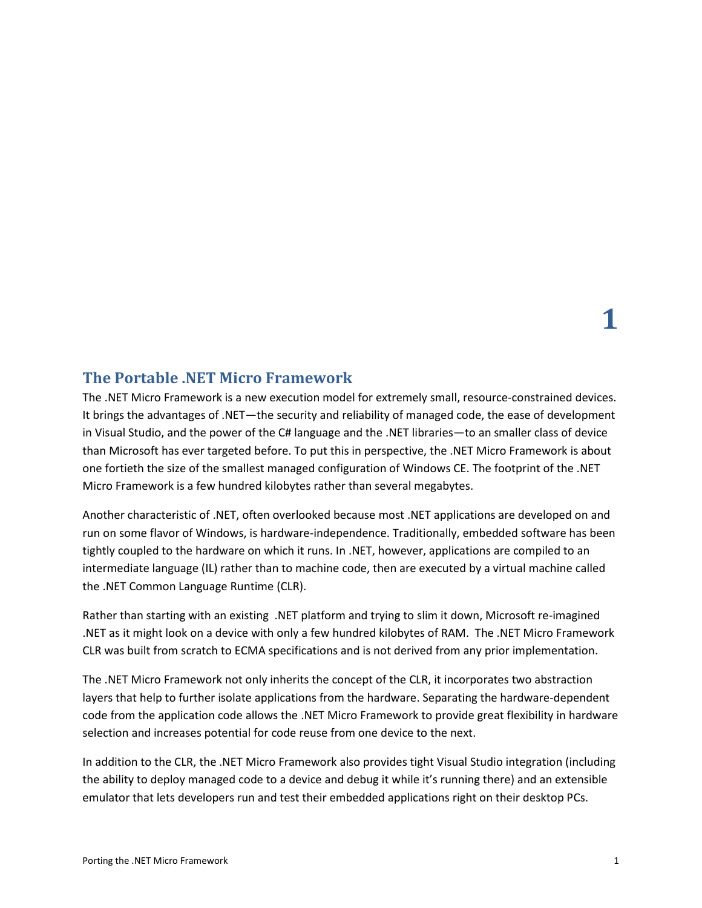# 1

## The Portable .NET Micro Framework

The .NET Micro Framework is a new execution model for extremely small, resource-constrained devices. It brings the advantages of .NET—the security and reliability of managed code, the ease of development in Visual Studio, and the power of the C# language and the .NET libraries—to an smaller class of device than Microsoft has ever targeted before. To put this in perspective, the .NET Micro Framework is about one fortieth the size of the smallest managed configuration of Windows CE. The footprint of the .NET Micro Framework is a few hundred kilobytes rather than several megabytes.

Another characteristic of .NET, often overlooked because most .NET applications are developed on and run on some flavor of Windows, is hardware-independence. Traditionally, embedded software has been tightly coupled to the hardware on which it runs. In .NET, however, applications are compiled to an intermediate language (IL) rather than to machine code, then are executed by a virtual machine called the .NET Common Language Runtime (CLR).

Rather than starting with an existing .NET platform and trying to slim it down, Microsoft re-imagined .NET as it might look on a device with only a few hundred kilobytes of RAM. The .NET Micro Framework CLR was built from scratch to ECMA specifications and is not derived from any prior implementation.

The .NET Micro Framework not only inherits the concept of the CLR, it incorporates two abstraction layers that help to further isolate applications from the hardware. Separating the hardware-dependent code from the application code allows the .NET Micro Framework to provide great flexibility in hardware selection and increases potential for code reuse from one device to the next.

In addition to the CLR, the .NET Micro Framework also provides tight Visual Studio integration (including the ability to deploy managed code to a device and debug it while it's running there) and an extensible emulator that lets developers run and test their embedded applications right on their desktop PCs.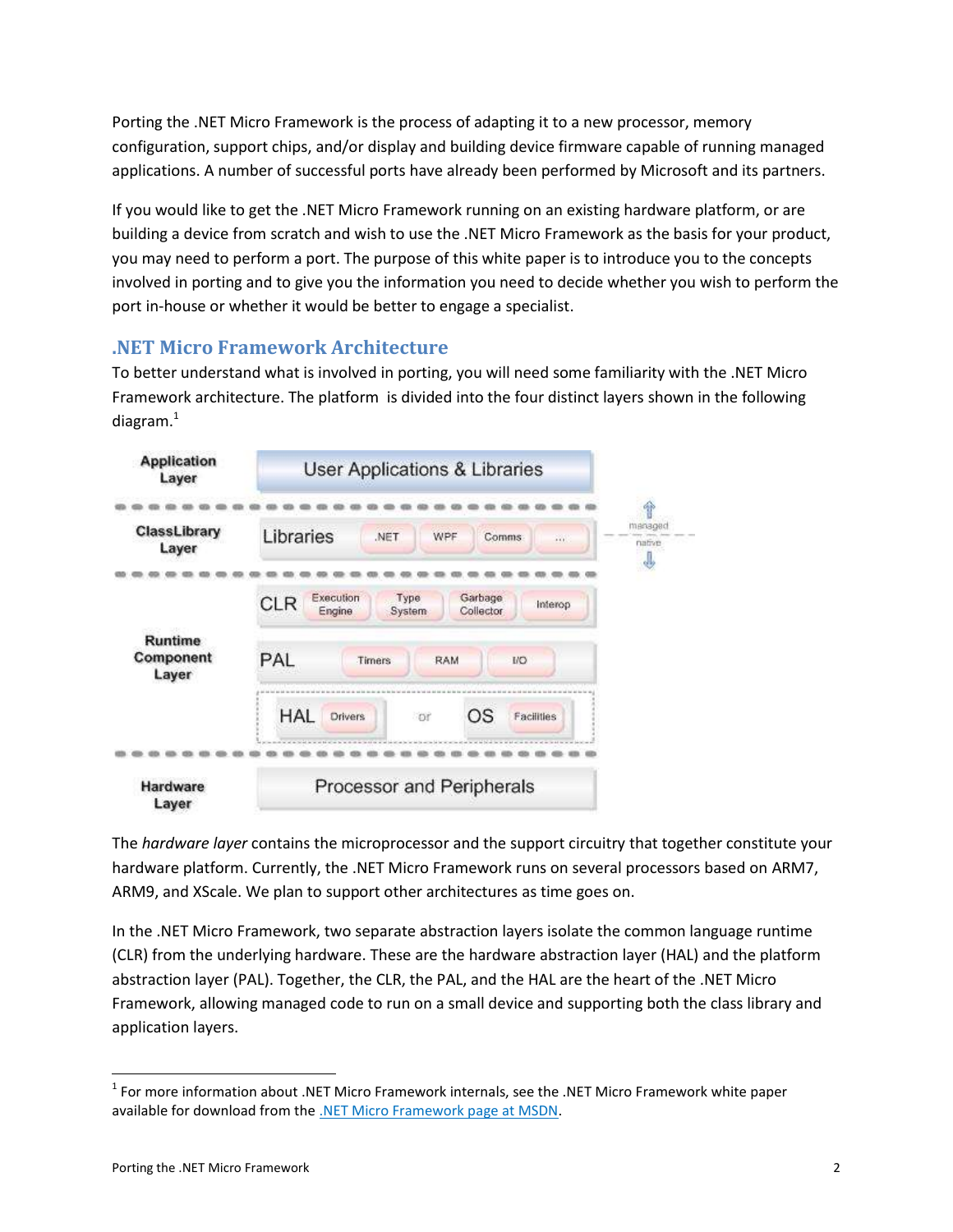Porting the .NET Micro Framework is the process of adapting it to a new processor, memory configuration, support chips, and/or display and building device firmware capable of running managed applications. A number of successful ports have already been performed by Microsoft and its partners.

If you would like to get the .NET Micro Framework running on an existing hardware platform, or are building a device from scratch and wish to use the .NET Micro Framework as the basis for your product, you may need to perform a port. The purpose of this white paper is to introduce you to the concepts involved in porting and to give you the information you need to decide whether you wish to perform the port in-house or whether it would be better to engage a specialist.

## .NET Micro Framework Architecture

To better understand what is involved in porting, you will need some familiarity with the .NET Micro Framework architecture. The platform is divided into the four distinct layers shown in the following diagram.[1]

| Layer | Components |
|---|---|
| Application Layer | User Applications & Libraries |
| ClassLibrary Layer | Libraries: .NET, WPF, Comms, ... |
| Runtime Component Layer | CLR: Execution Engine, Type System, Garbage Collector, Interop |
| | PAL: Timers, RAM, I/O |
| | HAL: Drivers *or* OS: Facilities |
| Hardware Layer | Processor and Peripherals |

(managed above the ClassLibrary/Runtime boundary; native below)

The *hardware layer* contains the microprocessor and the support circuitry that together constitute your hardware platform. Currently, the .NET Micro Framework runs on several processors based on ARM7, ARM9, and XScale. We plan to support other architectures as time goes on.

In the .NET Micro Framework, two separate abstraction layers isolate the common language runtime (CLR) from the underlying hardware. These are the hardware abstraction layer (HAL) and the platform abstraction layer (PAL). Together, the CLR, the PAL, and the HAL are the heart of the .NET Micro Framework, allowing managed code to run on a small device and supporting both the class library and application layers.

---

[1] For more information about .NET Micro Framework internals, see the .NET Micro Framework white paper available for download from the [.NET Micro Framework page at MSDN](#).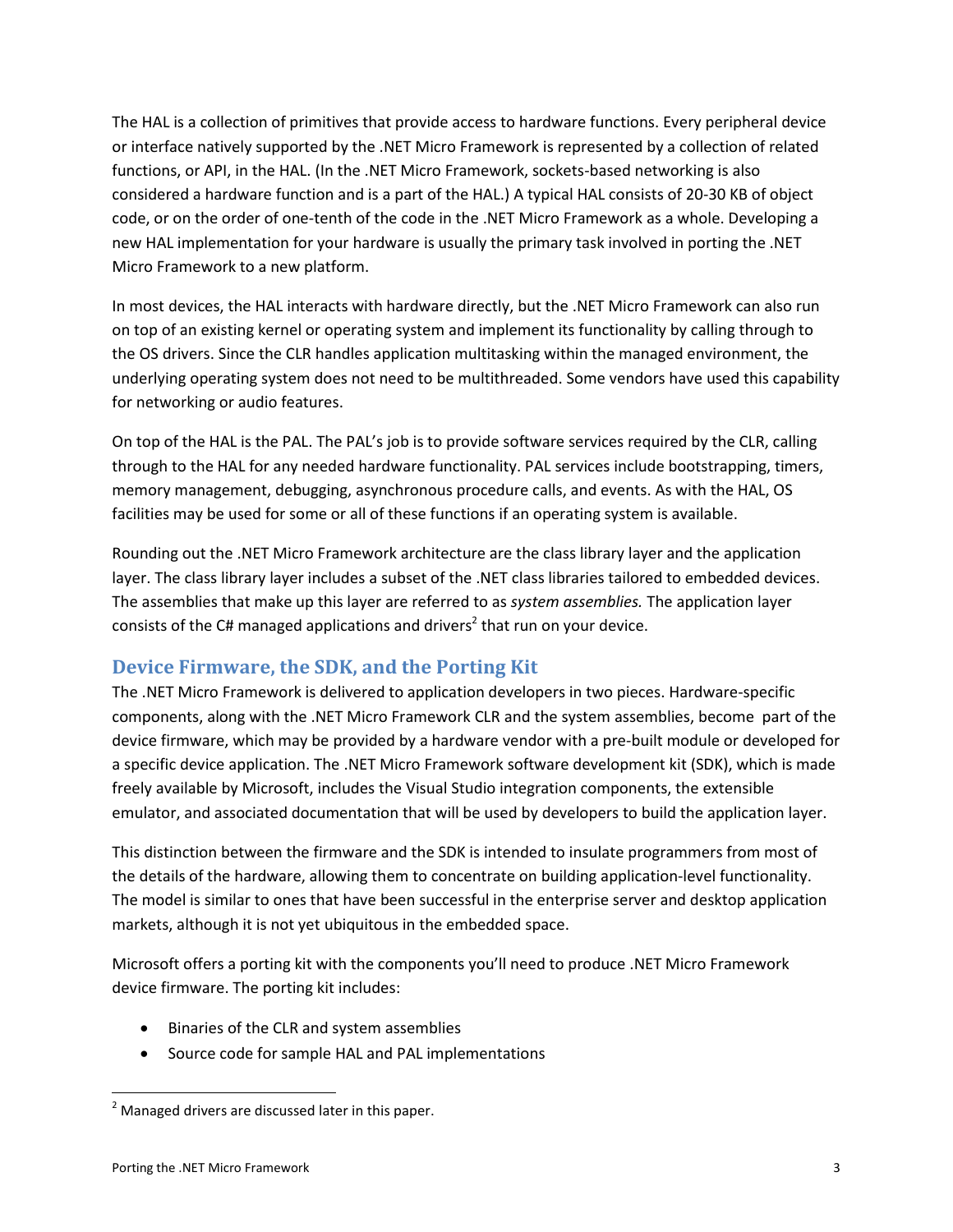The HAL is a collection of primitives that provide access to hardware functions. Every peripheral device or interface natively supported by the .NET Micro Framework is represented by a collection of related functions, or API, in the HAL. (In the .NET Micro Framework, sockets-based networking is also considered a hardware function and is a part of the HAL.) A typical HAL consists of 20-30 KB of object code, or on the order of one-tenth of the code in the .NET Micro Framework as a whole. Developing a new HAL implementation for your hardware is usually the primary task involved in porting the .NET Micro Framework to a new platform.

In most devices, the HAL interacts with hardware directly, but the .NET Micro Framework can also run on top of an existing kernel or operating system and implement its functionality by calling through to the OS drivers. Since the CLR handles application multitasking within the managed environment, the underlying operating system does not need to be multithreaded. Some vendors have used this capability for networking or audio features.

On top of the HAL is the PAL. The PAL's job is to provide software services required by the CLR, calling through to the HAL for any needed hardware functionality. PAL services include bootstrapping, timers, memory management, debugging, asynchronous procedure calls, and events. As with the HAL, OS facilities may be used for some or all of these functions if an operating system is available.

Rounding out the .NET Micro Framework architecture are the class library layer and the application layer. The class library layer includes a subset of the .NET class libraries tailored to embedded devices. The assemblies that make up this layer are referred to as *system assemblies.* The application layer consists of the C# managed applications and drivers[2] that run on your device.

## Device Firmware, the SDK, and the Porting Kit

The .NET Micro Framework is delivered to application developers in two pieces. Hardware-specific components, along with the .NET Micro Framework CLR and the system assemblies, become part of the device firmware, which may be provided by a hardware vendor with a pre-built module or developed for a specific device application. The .NET Micro Framework software development kit (SDK), which is made freely available by Microsoft, includes the Visual Studio integration components, the extensible emulator, and associated documentation that will be used by developers to build the application layer.

This distinction between the firmware and the SDK is intended to insulate programmers from most of the details of the hardware, allowing them to concentrate on building application-level functionality. The model is similar to ones that have been successful in the enterprise server and desktop application markets, although it is not yet ubiquitous in the embedded space.

Microsoft offers a porting kit with the components you'll need to produce .NET Micro Framework device firmware. The porting kit includes:

- Binaries of the CLR and system assemblies
- Source code for sample HAL and PAL implementations

[2] Managed drivers are discussed later in this paper.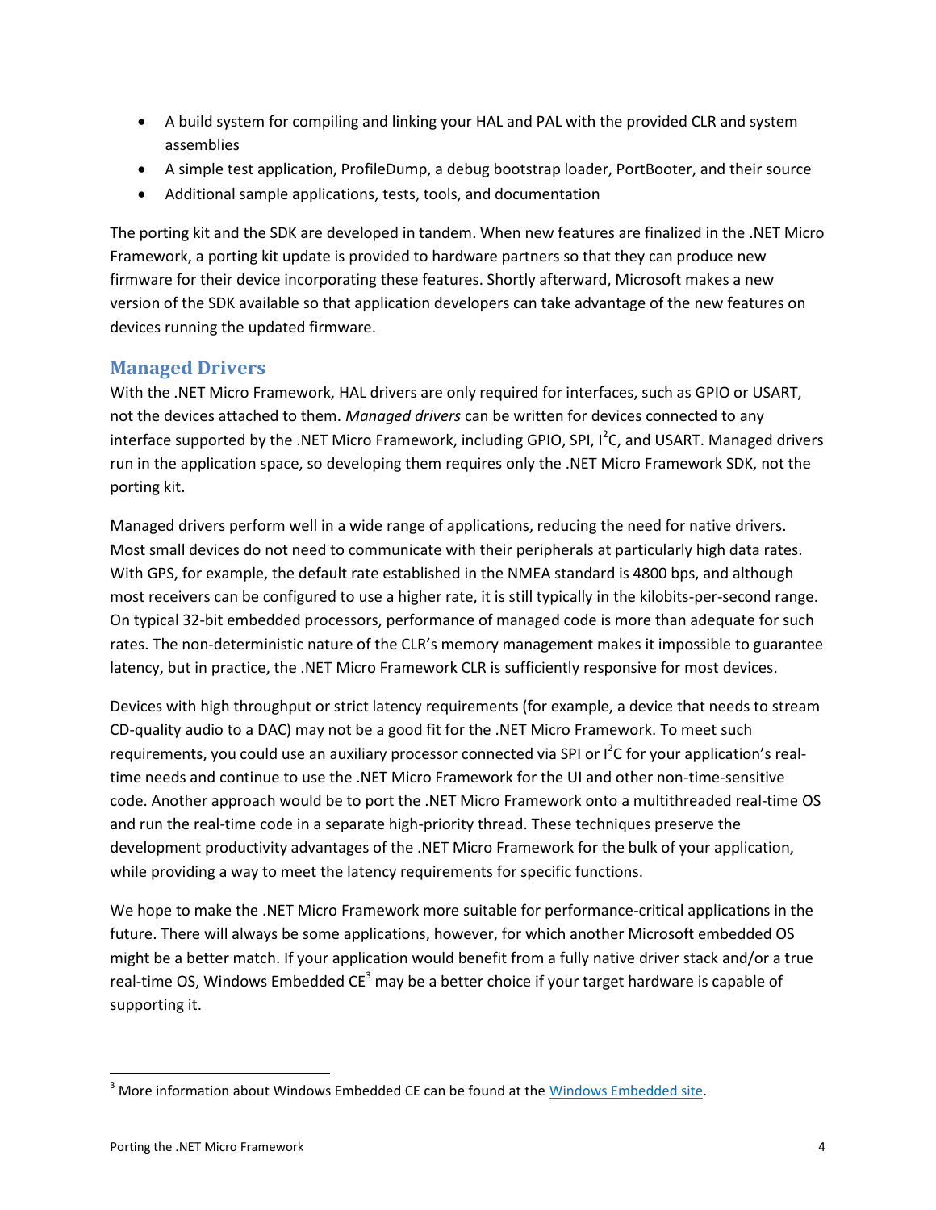- A build system for compiling and linking your HAL and PAL with the provided CLR and system assemblies
- A simple test application, ProfileDump, a debug bootstrap loader, PortBooter, and their source
- Additional sample applications, tests, tools, and documentation

The porting kit and the SDK are developed in tandem. When new features are finalized in the .NET Micro Framework, a porting kit update is provided to hardware partners so that they can produce new firmware for their device incorporating these features. Shortly afterward, Microsoft makes a new version of the SDK available so that application developers can take advantage of the new features on devices running the updated firmware.

## Managed Drivers

With the .NET Micro Framework, HAL drivers are only required for interfaces, such as GPIO or USART, not the devices attached to them. *Managed drivers* can be written for devices connected to any interface supported by the .NET Micro Framework, including GPIO, SPI, $I^2C$, and USART. Managed drivers run in the application space, so developing them requires only the .NET Micro Framework SDK, not the porting kit.

Managed drivers perform well in a wide range of applications, reducing the need for native drivers. Most small devices do not need to communicate with their peripherals at particularly high data rates. With GPS, for example, the default rate established in the NMEA standard is 4800 bps, and although most receivers can be configured to use a higher rate, it is still typically in the kilobits-per-second range. On typical 32-bit embedded processors, performance of managed code is more than adequate for such rates. The non-deterministic nature of the CLR's memory management makes it impossible to guarantee latency, but in practice, the .NET Micro Framework CLR is sufficiently responsive for most devices.

Devices with high throughput or strict latency requirements (for example, a device that needs to stream CD-quality audio to a DAC) may not be a good fit for the .NET Micro Framework. To meet such requirements, you could use an auxiliary processor connected via SPI or $I^2C$ for your application's real-time needs and continue to use the .NET Micro Framework for the UI and other non-time-sensitive code. Another approach would be to port the .NET Micro Framework onto a multithreaded real-time OS and run the real-time code in a separate high-priority thread. These techniques preserve the development productivity advantages of the .NET Micro Framework for the bulk of your application, while providing a way to meet the latency requirements for specific functions.

We hope to make the .NET Micro Framework more suitable for performance-critical applications in the future. There will always be some applications, however, for which another Microsoft embedded OS might be a better match. If your application would benefit from a fully native driver stack and/or a true real-time OS, Windows Embedded CE[3] may be a better choice if your target hardware is capable of supporting it.

[3] More information about Windows Embedded CE can be found at the Windows Embedded site.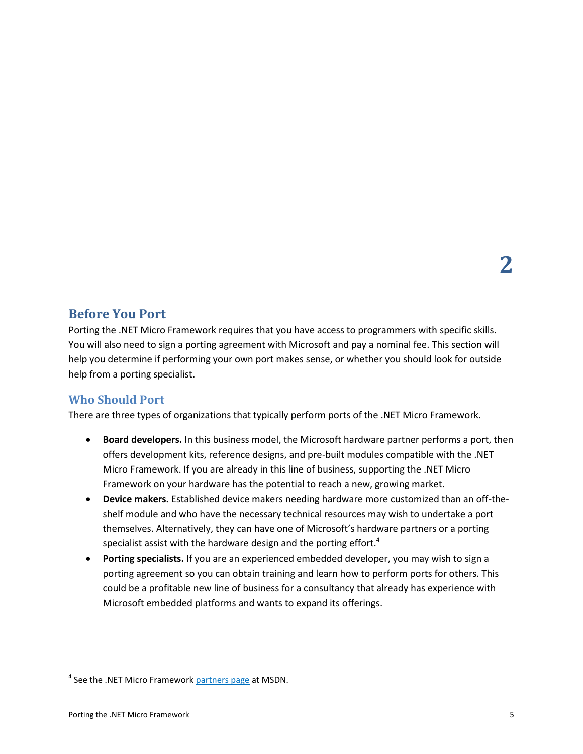# 2

## Before You Port

Porting the .NET Micro Framework requires that you have access to programmers with specific skills. You will also need to sign a porting agreement with Microsoft and pay a nominal fee. This section will help you determine if performing your own port makes sense, or whether you should look for outside help from a porting specialist.

### Who Should Port

There are three types of organizations that typically perform ports of the .NET Micro Framework.

- **Board developers.** In this business model, the Microsoft hardware partner performs a port, then offers development kits, reference designs, and pre-built modules compatible with the .NET Micro Framework. If you are already in this line of business, supporting the .NET Micro Framework on your hardware has the potential to reach a new, growing market.
- **Device makers.** Established device makers needing hardware more customized than an off-the-shelf module and who have the necessary technical resources may wish to undertake a port themselves. Alternatively, they can have one of Microsoft's hardware partners or a porting specialist assist with the hardware design and the porting effort.[4]
- **Porting specialists.** If you are an experienced embedded developer, you may wish to sign a porting agreement so you can obtain training and learn how to perform ports for others. This could be a profitable new line of business for a consultancy that already has experience with Microsoft embedded platforms and wants to expand its offerings.

---

[4] See the .NET Micro Framework partners page at MSDN.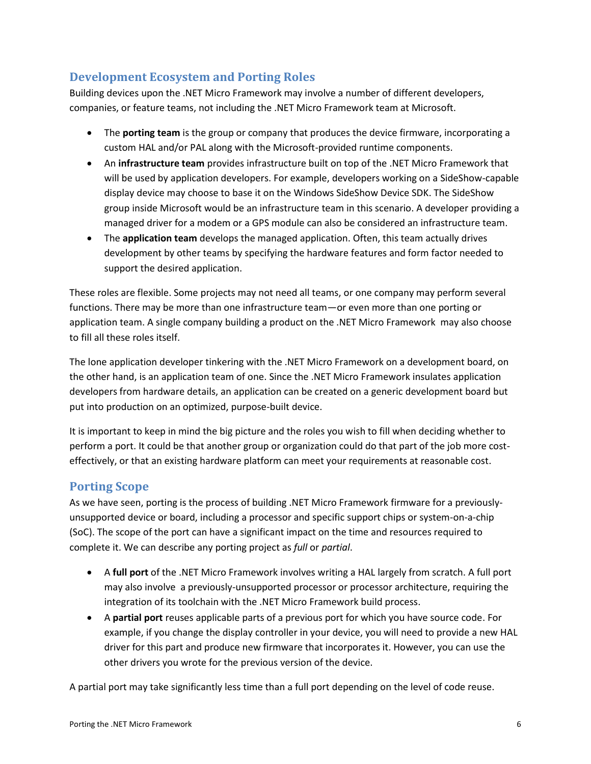## Development Ecosystem and Porting Roles

Building devices upon the .NET Micro Framework may involve a number of different developers, companies, or feature teams, not including the .NET Micro Framework team at Microsoft.

- The **porting team** is the group or company that produces the device firmware, incorporating a custom HAL and/or PAL along with the Microsoft-provided runtime components.
- An **infrastructure team** provides infrastructure built on top of the .NET Micro Framework that will be used by application developers. For example, developers working on a SideShow-capable display device may choose to base it on the Windows SideShow Device SDK. The SideShow group inside Microsoft would be an infrastructure team in this scenario. A developer providing a managed driver for a modem or a GPS module can also be considered an infrastructure team.
- The **application team** develops the managed application. Often, this team actually drives development by other teams by specifying the hardware features and form factor needed to support the desired application.

These roles are flexible. Some projects may not need all teams, or one company may perform several functions. There may be more than one infrastructure team—or even more than one porting or application team. A single company building a product on the .NET Micro Framework may also choose to fill all these roles itself.

The lone application developer tinkering with the .NET Micro Framework on a development board, on the other hand, is an application team of one. Since the .NET Micro Framework insulates application developers from hardware details, an application can be created on a generic development board but put into production on an optimized, purpose-built device.

It is important to keep in mind the big picture and the roles you wish to fill when deciding whether to perform a port. It could be that another group or organization could do that part of the job more cost-effectively, or that an existing hardware platform can meet your requirements at reasonable cost.

## Porting Scope

As we have seen, porting is the process of building .NET Micro Framework firmware for a previously-unsupported device or board, including a processor and specific support chips or system-on-a-chip (SoC). The scope of the port can have a significant impact on the time and resources required to complete it. We can describe any porting project as *full* or *partial*.

- A **full port** of the .NET Micro Framework involves writing a HAL largely from scratch. A full port may also involve a previously-unsupported processor or processor architecture, requiring the integration of its toolchain with the .NET Micro Framework build process.
- A **partial port** reuses applicable parts of a previous port for which you have source code. For example, if you change the display controller in your device, you will need to provide a new HAL driver for this part and produce new firmware that incorporates it. However, you can use the other drivers you wrote for the previous version of the device.

A partial port may take significantly less time than a full port depending on the level of code reuse.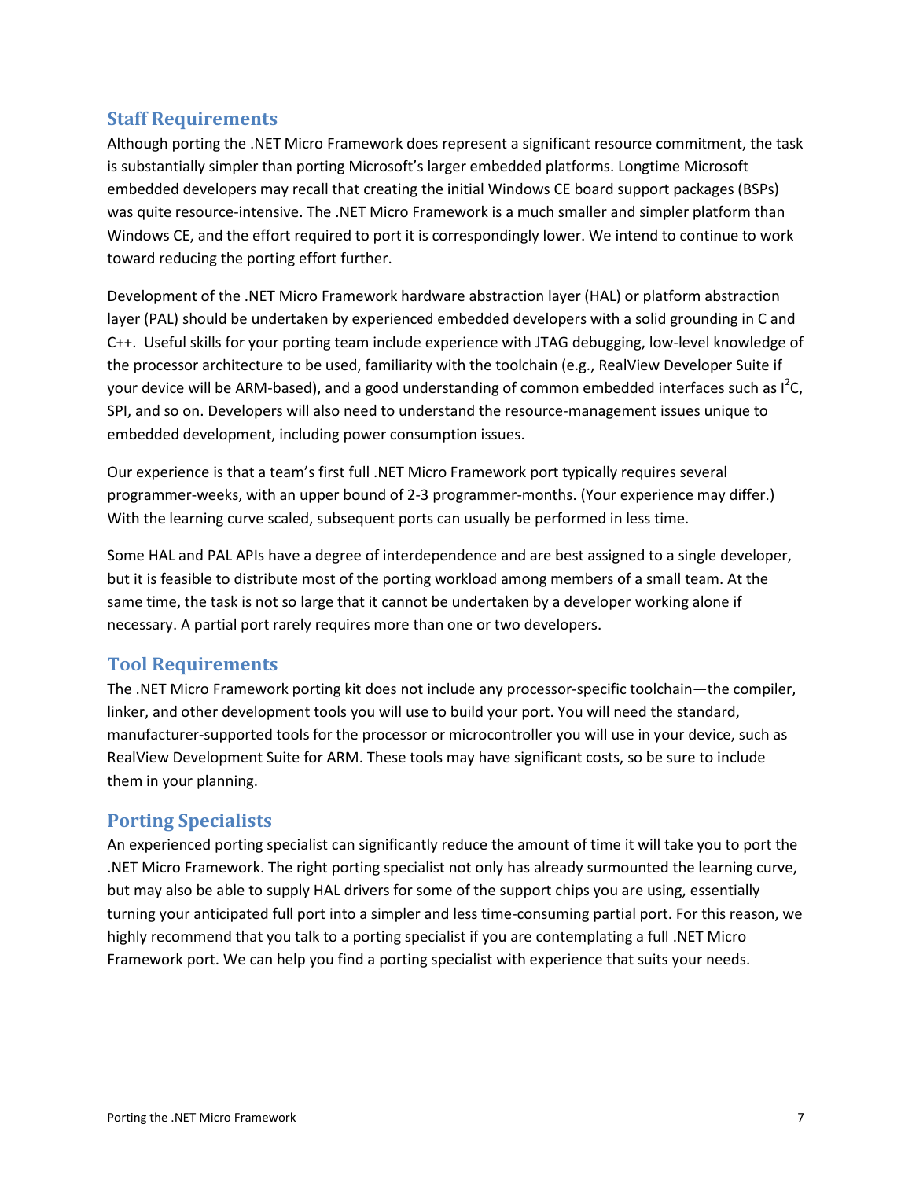## Staff Requirements

Although porting the .NET Micro Framework does represent a significant resource commitment, the task is substantially simpler than porting Microsoft's larger embedded platforms. Longtime Microsoft embedded developers may recall that creating the initial Windows CE board support packages (BSPs) was quite resource-intensive. The .NET Micro Framework is a much smaller and simpler platform than Windows CE, and the effort required to port it is correspondingly lower. We intend to continue to work toward reducing the porting effort further.

Development of the .NET Micro Framework hardware abstraction layer (HAL) or platform abstraction layer (PAL) should be undertaken by experienced embedded developers with a solid grounding in C and C++. Useful skills for your porting team include experience with JTAG debugging, low-level knowledge of the processor architecture to be used, familiarity with the toolchain (e.g., RealView Developer Suite if your device will be ARM-based), and a good understanding of common embedded interfaces such as $I^2C$, SPI, and so on. Developers will also need to understand the resource-management issues unique to embedded development, including power consumption issues.

Our experience is that a team's first full .NET Micro Framework port typically requires several programmer-weeks, with an upper bound of 2-3 programmer-months. (Your experience may differ.) With the learning curve scaled, subsequent ports can usually be performed in less time.

Some HAL and PAL APIs have a degree of interdependence and are best assigned to a single developer, but it is feasible to distribute most of the porting workload among members of a small team. At the same time, the task is not so large that it cannot be undertaken by a developer working alone if necessary. A partial port rarely requires more than one or two developers.

## Tool Requirements

The .NET Micro Framework porting kit does not include any processor-specific toolchain—the compiler, linker, and other development tools you will use to build your port. You will need the standard, manufacturer-supported tools for the processor or microcontroller you will use in your device, such as RealView Development Suite for ARM. These tools may have significant costs, so be sure to include them in your planning.

## Porting Specialists

An experienced porting specialist can significantly reduce the amount of time it will take you to port the .NET Micro Framework. The right porting specialist not only has already surmounted the learning curve, but may also be able to supply HAL drivers for some of the support chips you are using, essentially turning your anticipated full port into a simpler and less time-consuming partial port. For this reason, we highly recommend that you talk to a porting specialist if you are contemplating a full .NET Micro Framework port. We can help you find a porting specialist with experience that suits your needs.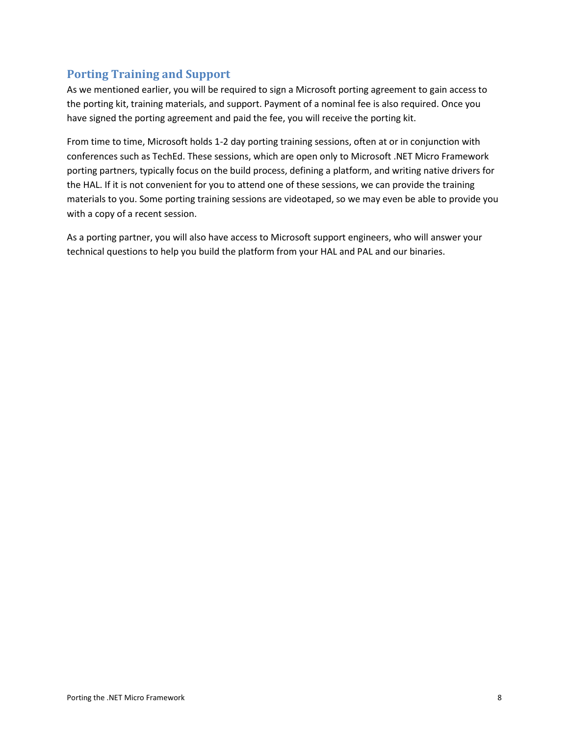## Porting Training and Support

As we mentioned earlier, you will be required to sign a Microsoft porting agreement to gain access to the porting kit, training materials, and support. Payment of a nominal fee is also required. Once you have signed the porting agreement and paid the fee, you will receive the porting kit.

From time to time, Microsoft holds 1-2 day porting training sessions, often at or in conjunction with conferences such as TechEd. These sessions, which are open only to Microsoft .NET Micro Framework porting partners, typically focus on the build process, defining a platform, and writing native drivers for the HAL. If it is not convenient for you to attend one of these sessions, we can provide the training materials to you. Some porting training sessions are videotaped, so we may even be able to provide you with a copy of a recent session.

As a porting partner, you will also have access to Microsoft support engineers, who will answer your technical questions to help you build the platform from your HAL and PAL and our binaries.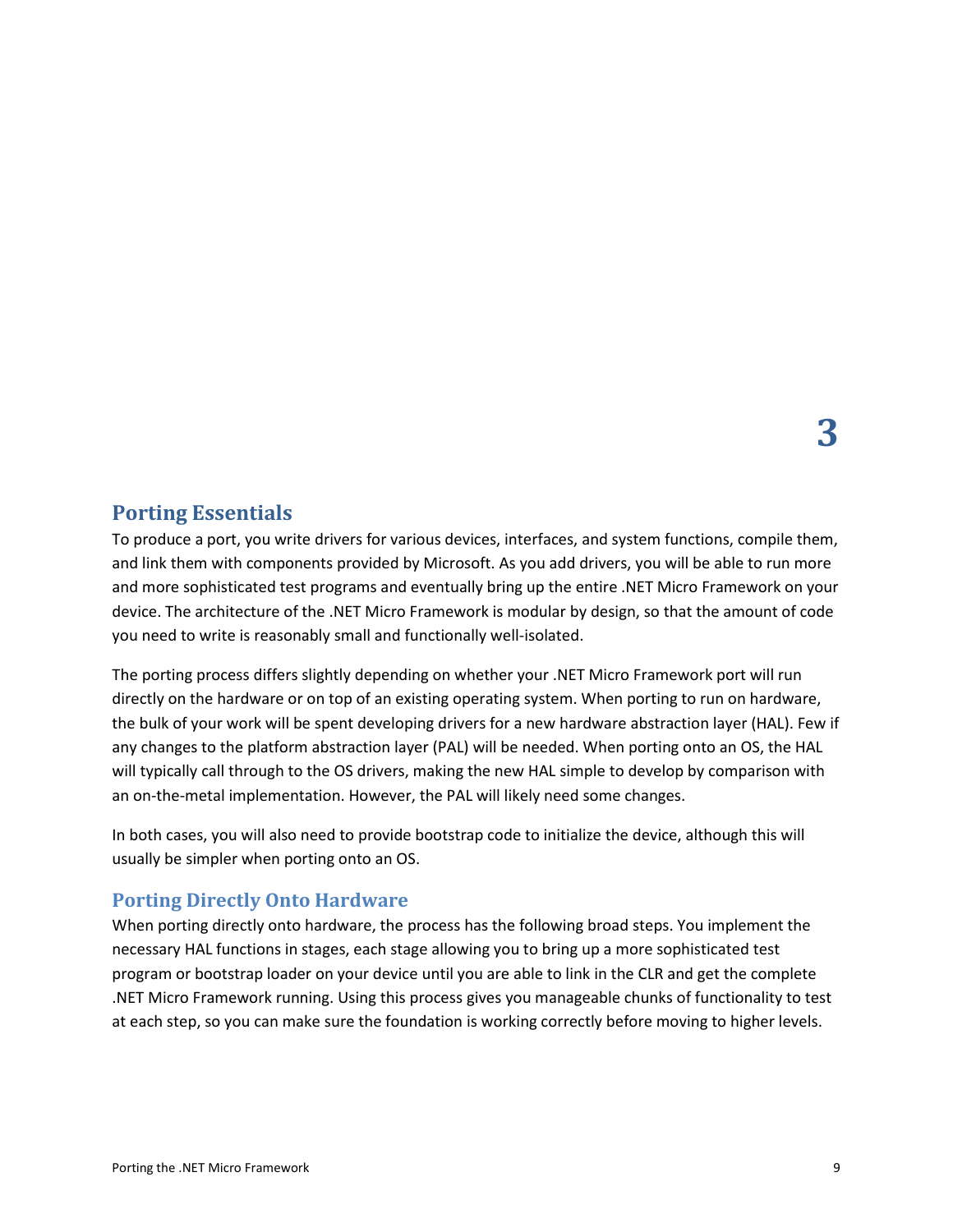# 3

## Porting Essentials

To produce a port, you write drivers for various devices, interfaces, and system functions, compile them, and link them with components provided by Microsoft. As you add drivers, you will be able to run more and more sophisticated test programs and eventually bring up the entire .NET Micro Framework on your device. The architecture of the .NET Micro Framework is modular by design, so that the amount of code you need to write is reasonably small and functionally well-isolated.

The porting process differs slightly depending on whether your .NET Micro Framework port will run directly on the hardware or on top of an existing operating system. When porting to run on hardware, the bulk of your work will be spent developing drivers for a new hardware abstraction layer (HAL). Few if any changes to the platform abstraction layer (PAL) will be needed. When porting onto an OS, the HAL will typically call through to the OS drivers, making the new HAL simple to develop by comparison with an on-the-metal implementation. However, the PAL will likely need some changes.

In both cases, you will also need to provide bootstrap code to initialize the device, although this will usually be simpler when porting onto an OS.

### Porting Directly Onto Hardware

When porting directly onto hardware, the process has the following broad steps. You implement the necessary HAL functions in stages, each stage allowing you to bring up a more sophisticated test program or bootstrap loader on your device until you are able to link in the CLR and get the complete .NET Micro Framework running. Using this process gives you manageable chunks of functionality to test at each step, so you can make sure the foundation is working correctly before moving to higher levels.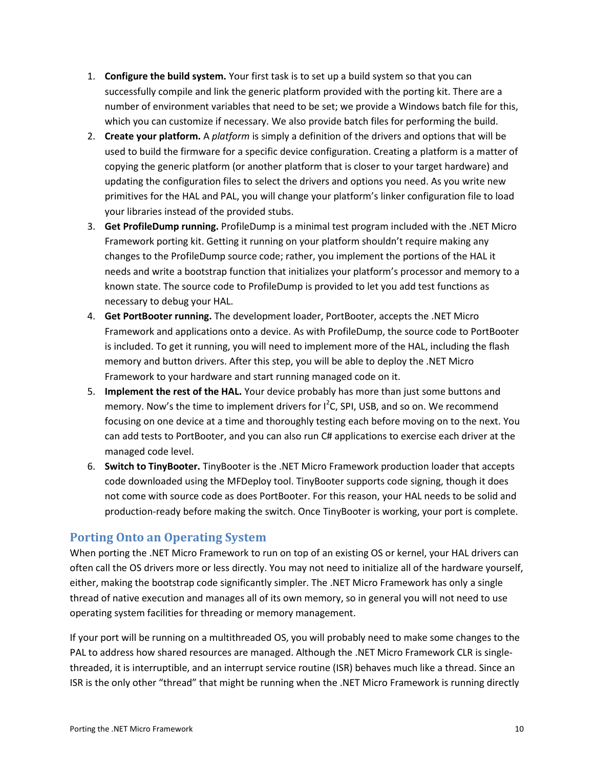1. **Configure the build system.** Your first task is to set up a build system so that you can successfully compile and link the generic platform provided with the porting kit. There are a number of environment variables that need to be set; we provide a Windows batch file for this, which you can customize if necessary. We also provide batch files for performing the build.
2. **Create your platform.** A *platform* is simply a definition of the drivers and options that will be used to build the firmware for a specific device configuration. Creating a platform is a matter of copying the generic platform (or another platform that is closer to your target hardware) and updating the configuration files to select the drivers and options you need. As you write new primitives for the HAL and PAL, you will change your platform's linker configuration file to load your libraries instead of the provided stubs.
3. **Get ProfileDump running.** ProfileDump is a minimal test program included with the .NET Micro Framework porting kit. Getting it running on your platform shouldn't require making any changes to the ProfileDump source code; rather, you implement the portions of the HAL it needs and write a bootstrap function that initializes your platform's processor and memory to a known state. The source code to ProfileDump is provided to let you add test functions as necessary to debug your HAL.
4. **Get PortBooter running.** The development loader, PortBooter, accepts the .NET Micro Framework and applications onto a device. As with ProfileDump, the source code to PortBooter is included. To get it running, you will need to implement more of the HAL, including the flash memory and button drivers. After this step, you will be able to deploy the .NET Micro Framework to your hardware and start running managed code on it.
5. **Implement the rest of the HAL.** Your device probably has more than just some buttons and memory. Now's the time to implement drivers for $I^2C$, SPI, USB, and so on. We recommend focusing on one device at a time and thoroughly testing each before moving on to the next. You can add tests to PortBooter, and you can also run C# applications to exercise each driver at the managed code level.
6. **Switch to TinyBooter.** TinyBooter is the .NET Micro Framework production loader that accepts code downloaded using the MFDeploy tool. TinyBooter supports code signing, though it does not come with source code as does PortBooter. For this reason, your HAL needs to be solid and production-ready before making the switch. Once TinyBooter is working, your port is complete.

## Porting Onto an Operating System

When porting the .NET Micro Framework to run on top of an existing OS or kernel, your HAL drivers can often call the OS drivers more or less directly. You may not need to initialize all of the hardware yourself, either, making the bootstrap code significantly simpler. The .NET Micro Framework has only a single thread of native execution and manages all of its own memory, so in general you will not need to use operating system facilities for threading or memory management.

If your port will be running on a multithreaded OS, you will probably need to make some changes to the PAL to address how shared resources are managed. Although the .NET Micro Framework CLR is single-threaded, it is interruptible, and an interrupt service routine (ISR) behaves much like a thread. Since an ISR is the only other "thread" that might be running when the .NET Micro Framework is running directly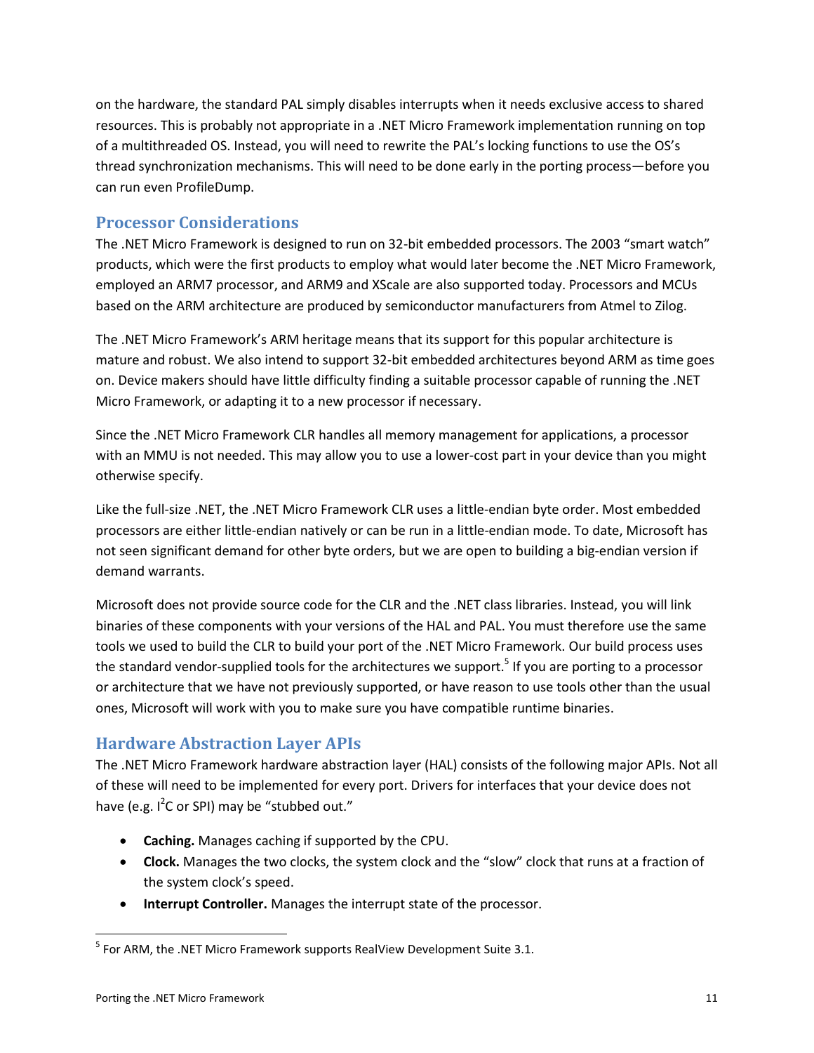on the hardware, the standard PAL simply disables interrupts when it needs exclusive access to shared resources. This is probably not appropriate in a .NET Micro Framework implementation running on top of a multithreaded OS. Instead, you will need to rewrite the PAL's locking functions to use the OS's thread synchronization mechanisms. This will need to be done early in the porting process—before you can run even ProfileDump.

## Processor Considerations

The .NET Micro Framework is designed to run on 32-bit embedded processors. The 2003 "smart watch" products, which were the first products to employ what would later become the .NET Micro Framework, employed an ARM7 processor, and ARM9 and XScale are also supported today. Processors and MCUs based on the ARM architecture are produced by semiconductor manufacturers from Atmel to Zilog.

The .NET Micro Framework's ARM heritage means that its support for this popular architecture is mature and robust. We also intend to support 32-bit embedded architectures beyond ARM as time goes on. Device makers should have little difficulty finding a suitable processor capable of running the .NET Micro Framework, or adapting it to a new processor if necessary.

Since the .NET Micro Framework CLR handles all memory management for applications, a processor with an MMU is not needed. This may allow you to use a lower-cost part in your device than you might otherwise specify.

Like the full-size .NET, the .NET Micro Framework CLR uses a little-endian byte order. Most embedded processors are either little-endian natively or can be run in a little-endian mode. To date, Microsoft has not seen significant demand for other byte orders, but we are open to building a big-endian version if demand warrants.

Microsoft does not provide source code for the CLR and the .NET class libraries. Instead, you will link binaries of these components with your versions of the HAL and PAL. You must therefore use the same tools we used to build the CLR to build your port of the .NET Micro Framework. Our build process uses the standard vendor-supplied tools for the architectures we support.[5] If you are porting to a processor or architecture that we have not previously supported, or have reason to use tools other than the usual ones, Microsoft will work with you to make sure you have compatible runtime binaries.

## Hardware Abstraction Layer APIs

The .NET Micro Framework hardware abstraction layer (HAL) consists of the following major APIs. Not all of these will need to be implemented for every port. Drivers for interfaces that your device does not have (e.g. I$^2$C or SPI) may be "stubbed out."

- **Caching.** Manages caching if supported by the CPU.
- **Clock.** Manages the two clocks, the system clock and the "slow" clock that runs at a fraction of the system clock's speed.
- **Interrupt Controller.** Manages the interrupt state of the processor.

[5] For ARM, the .NET Micro Framework supports RealView Development Suite 3.1.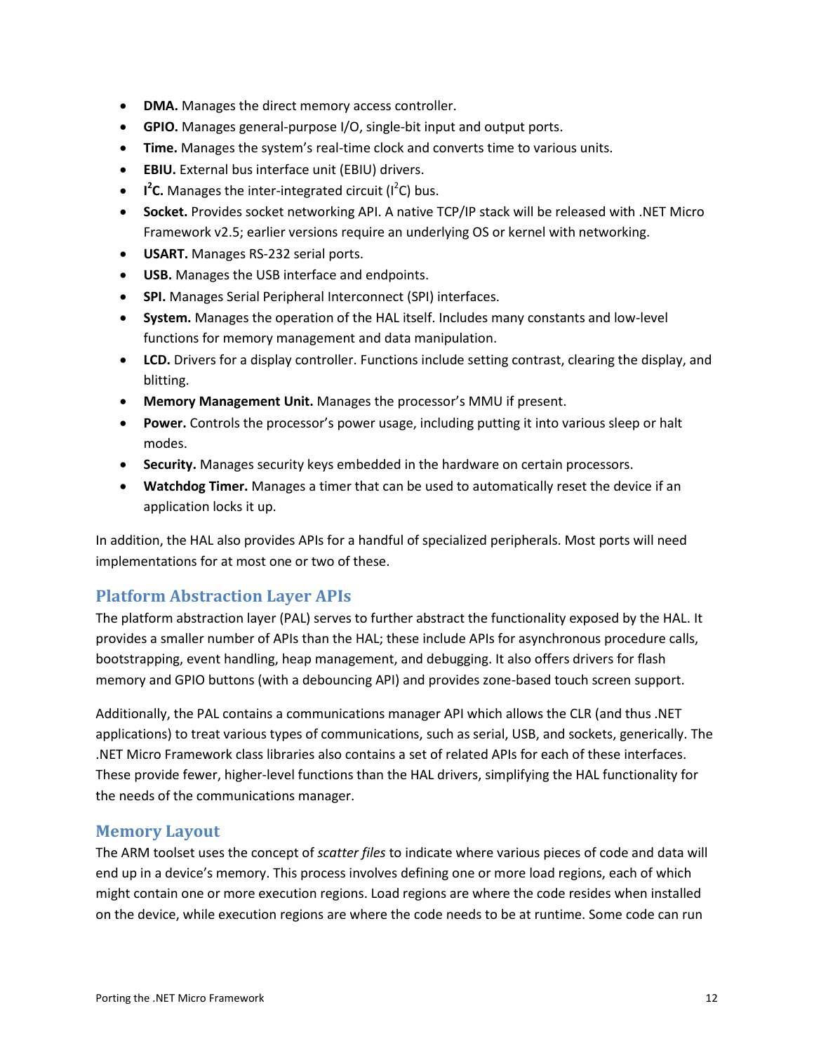- **DMA.** Manages the direct memory access controller.
- **GPIO.** Manages general-purpose I/O, single-bit input and output ports.
- **Time.** Manages the system's real-time clock and converts time to various units.
- **EBIU.** External bus interface unit (EBIU) drivers.
- **I$^2$C.** Manages the inter-integrated circuit (I$^2$C) bus.
- **Socket.** Provides socket networking API. A native TCP/IP stack will be released with .NET Micro Framework v2.5; earlier versions require an underlying OS or kernel with networking.
- **USART.** Manages RS-232 serial ports.
- **USB.** Manages the USB interface and endpoints.
- **SPI.** Manages Serial Peripheral Interconnect (SPI) interfaces.
- **System.** Manages the operation of the HAL itself. Includes many constants and low-level functions for memory management and data manipulation.
- **LCD.** Drivers for a display controller. Functions include setting contrast, clearing the display, and blitting.
- **Memory Management Unit.** Manages the processor's MMU if present.
- **Power.** Controls the processor's power usage, including putting it into various sleep or halt modes.
- **Security.** Manages security keys embedded in the hardware on certain processors.
- **Watchdog Timer.** Manages a timer that can be used to automatically reset the device if an application locks it up.

In addition, the HAL also provides APIs for a handful of specialized peripherals. Most ports will need implementations for at most one or two of these.

## Platform Abstraction Layer APIs

The platform abstraction layer (PAL) serves to further abstract the functionality exposed by the HAL. It provides a smaller number of APIs than the HAL; these include APIs for asynchronous procedure calls, bootstrapping, event handling, heap management, and debugging. It also offers drivers for flash memory and GPIO buttons (with a debouncing API) and provides zone-based touch screen support.

Additionally, the PAL contains a communications manager API which allows the CLR (and thus .NET applications) to treat various types of communications, such as serial, USB, and sockets, generically. The .NET Micro Framework class libraries also contains a set of related APIs for each of these interfaces. These provide fewer, higher-level functions than the HAL drivers, simplifying the HAL functionality for the needs of the communications manager.

## Memory Layout

The ARM toolset uses the concept of *scatter files* to indicate where various pieces of code and data will end up in a device's memory. This process involves defining one or more load regions, each of which might contain one or more execution regions. Load regions are where the code resides when installed on the device, while execution regions are where the code needs to be at runtime. Some code can run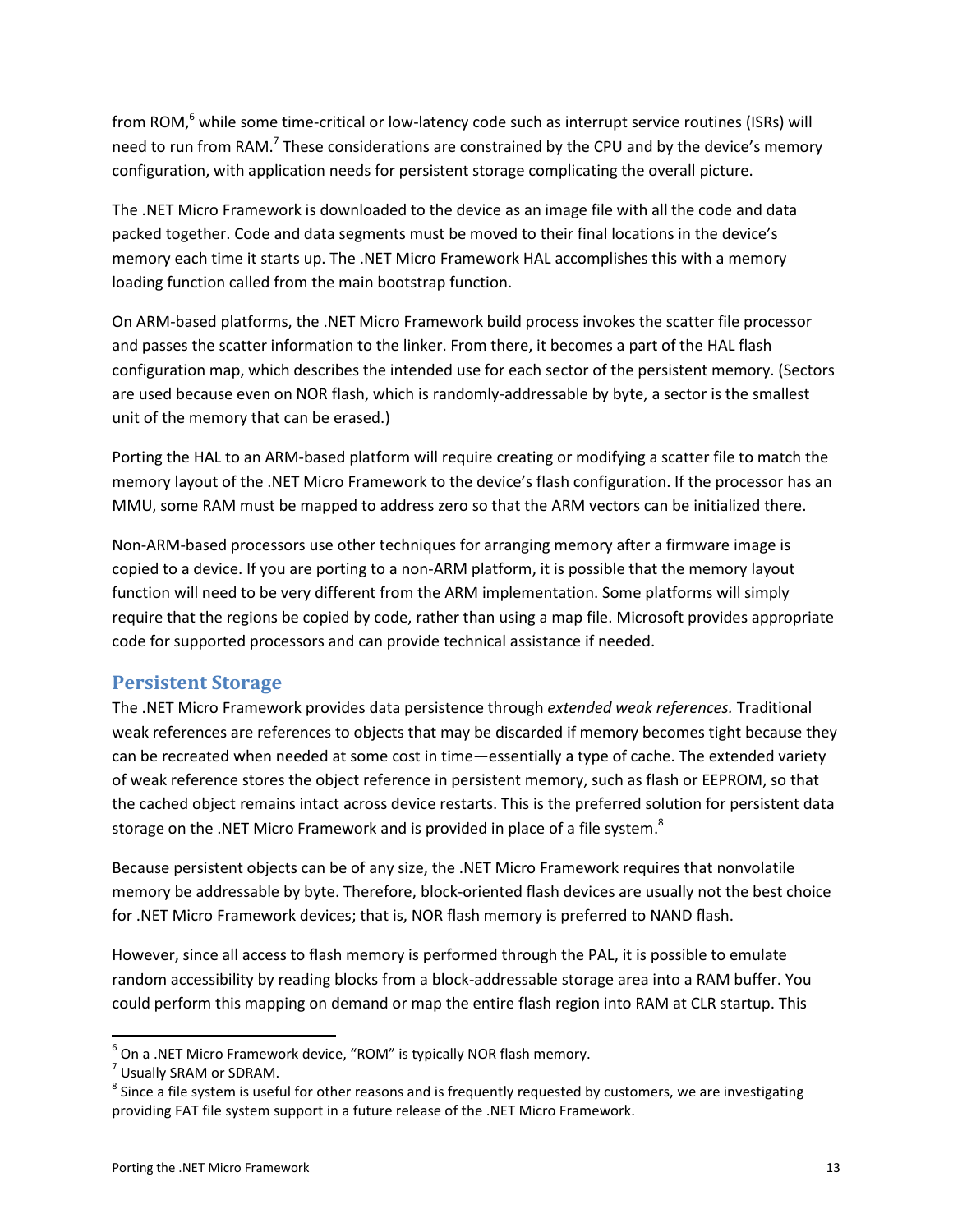from ROM,[6] while some time-critical or low-latency code such as interrupt service routines (ISRs) will need to run from RAM.[7] These considerations are constrained by the CPU and by the device's memory configuration, with application needs for persistent storage complicating the overall picture.

The .NET Micro Framework is downloaded to the device as an image file with all the code and data packed together. Code and data segments must be moved to their final locations in the device's memory each time it starts up. The .NET Micro Framework HAL accomplishes this with a memory loading function called from the main bootstrap function.

On ARM-based platforms, the .NET Micro Framework build process invokes the scatter file processor and passes the scatter information to the linker. From there, it becomes a part of the HAL flash configuration map, which describes the intended use for each sector of the persistent memory. (Sectors are used because even on NOR flash, which is randomly-addressable by byte, a sector is the smallest unit of the memory that can be erased.)

Porting the HAL to an ARM-based platform will require creating or modifying a scatter file to match the memory layout of the .NET Micro Framework to the device's flash configuration. If the processor has an MMU, some RAM must be mapped to address zero so that the ARM vectors can be initialized there.

Non-ARM-based processors use other techniques for arranging memory after a firmware image is copied to a device. If you are porting to a non-ARM platform, it is possible that the memory layout function will need to be very different from the ARM implementation. Some platforms will simply require that the regions be copied by code, rather than using a map file. Microsoft provides appropriate code for supported processors and can provide technical assistance if needed.

## Persistent Storage

The .NET Micro Framework provides data persistence through *extended weak references.* Traditional weak references are references to objects that may be discarded if memory becomes tight because they can be recreated when needed at some cost in time—essentially a type of cache. The extended variety of weak reference stores the object reference in persistent memory, such as flash or EEPROM, so that the cached object remains intact across device restarts. This is the preferred solution for persistent data storage on the .NET Micro Framework and is provided in place of a file system.[8]

Because persistent objects can be of any size, the .NET Micro Framework requires that nonvolatile memory be addressable by byte. Therefore, block-oriented flash devices are usually not the best choice for .NET Micro Framework devices; that is, NOR flash memory is preferred to NAND flash.

However, since all access to flash memory is performed through the PAL, it is possible to emulate random accessibility by reading blocks from a block-addressable storage area into a RAM buffer. You could perform this mapping on demand or map the entire flash region into RAM at CLR startup. This

---

[6] On a .NET Micro Framework device, "ROM" is typically NOR flash memory.

[7] Usually SRAM or SDRAM.

[8] Since a file system is useful for other reasons and is frequently requested by customers, we are investigating providing FAT file system support in a future release of the .NET Micro Framework.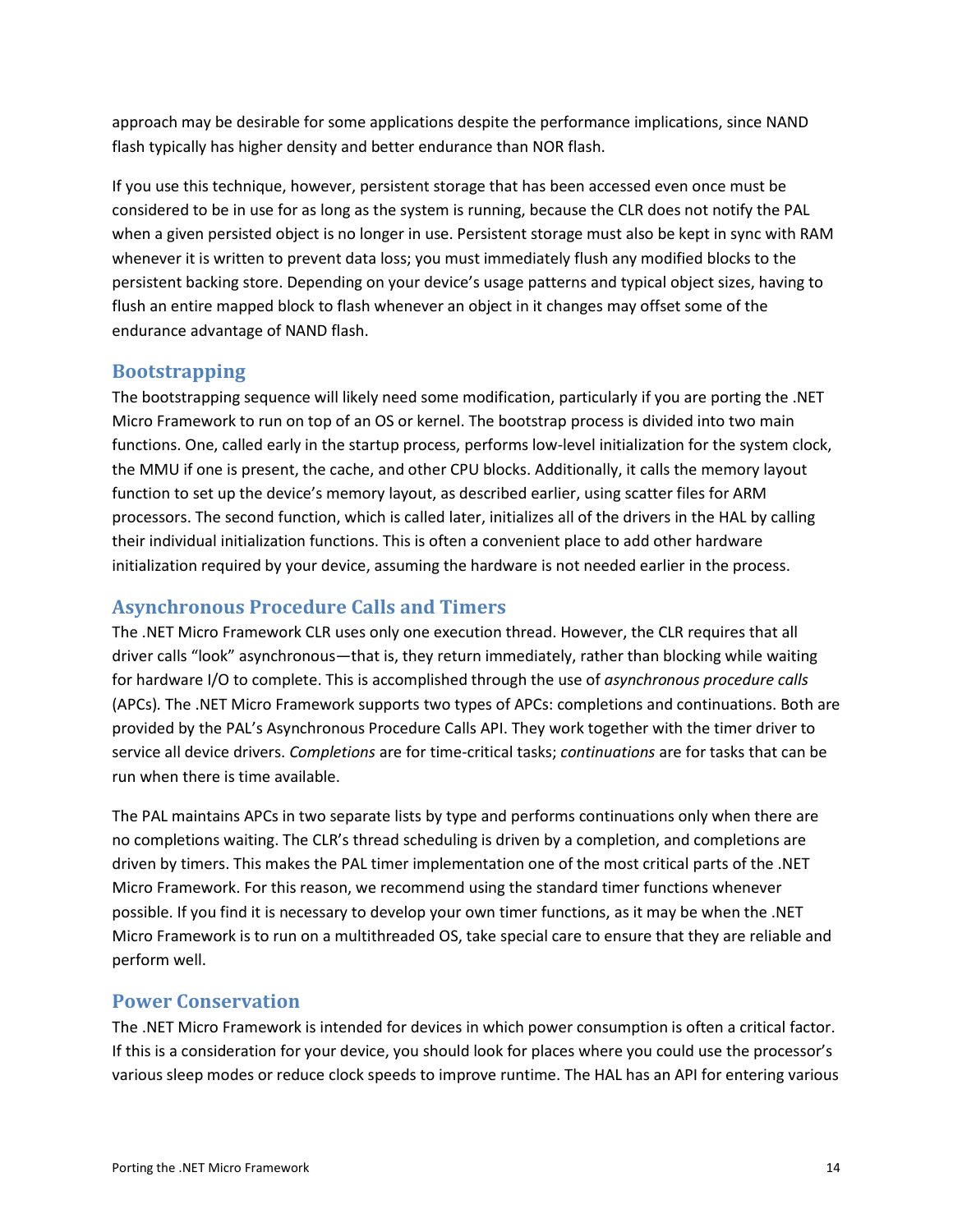approach may be desirable for some applications despite the performance implications, since NAND flash typically has higher density and better endurance than NOR flash.

If you use this technique, however, persistent storage that has been accessed even once must be considered to be in use for as long as the system is running, because the CLR does not notify the PAL when a given persisted object is no longer in use. Persistent storage must also be kept in sync with RAM whenever it is written to prevent data loss; you must immediately flush any modified blocks to the persistent backing store. Depending on your device's usage patterns and typical object sizes, having to flush an entire mapped block to flash whenever an object in it changes may offset some of the endurance advantage of NAND flash.

## Bootstrapping

The bootstrapping sequence will likely need some modification, particularly if you are porting the .NET Micro Framework to run on top of an OS or kernel. The bootstrap process is divided into two main functions. One, called early in the startup process, performs low-level initialization for the system clock, the MMU if one is present, the cache, and other CPU blocks. Additionally, it calls the memory layout function to set up the device's memory layout, as described earlier, using scatter files for ARM processors. The second function, which is called later, initializes all of the drivers in the HAL by calling their individual initialization functions. This is often a convenient place to add other hardware initialization required by your device, assuming the hardware is not needed earlier in the process.

## Asynchronous Procedure Calls and Timers

The .NET Micro Framework CLR uses only one execution thread. However, the CLR requires that all driver calls "look" asynchronous—that is, they return immediately, rather than blocking while waiting for hardware I/O to complete. This is accomplished through the use of *asynchronous procedure calls* (APCs). The .NET Micro Framework supports two types of APCs: completions and continuations. Both are provided by the PAL's Asynchronous Procedure Calls API. They work together with the timer driver to service all device drivers. *Completions* are for time-critical tasks; *continuations* are for tasks that can be run when there is time available.

The PAL maintains APCs in two separate lists by type and performs continuations only when there are no completions waiting. The CLR's thread scheduling is driven by a completion, and completions are driven by timers. This makes the PAL timer implementation one of the most critical parts of the .NET Micro Framework. For this reason, we recommend using the standard timer functions whenever possible. If you find it is necessary to develop your own timer functions, as it may be when the .NET Micro Framework is to run on a multithreaded OS, take special care to ensure that they are reliable and perform well.

## Power Conservation

The .NET Micro Framework is intended for devices in which power consumption is often a critical factor. If this is a consideration for your device, you should look for places where you could use the processor's various sleep modes or reduce clock speeds to improve runtime. The HAL has an API for entering various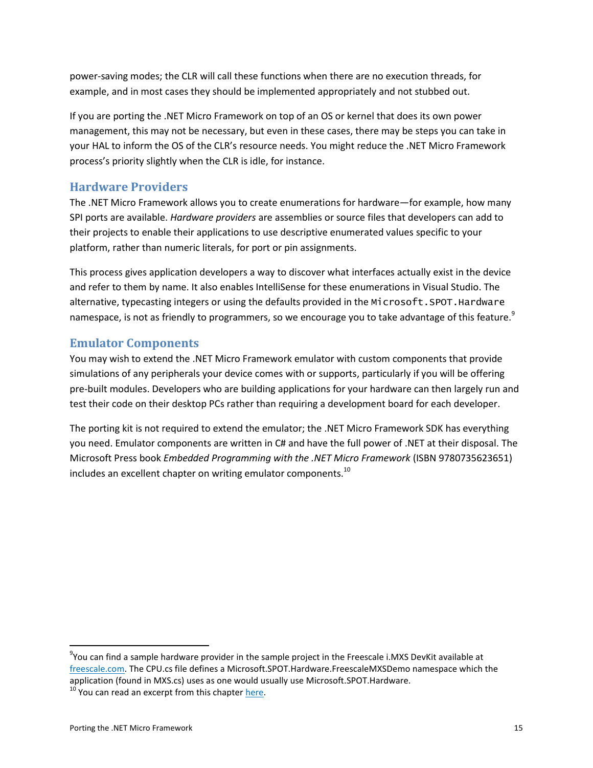power-saving modes; the CLR will call these functions when there are no execution threads, for example, and in most cases they should be implemented appropriately and not stubbed out.

If you are porting the .NET Micro Framework on top of an OS or kernel that does its own power management, this may not be necessary, but even in these cases, there may be steps you can take in your HAL to inform the OS of the CLR's resource needs. You might reduce the .NET Micro Framework process's priority slightly when the CLR is idle, for instance.

## Hardware Providers

The .NET Micro Framework allows you to create enumerations for hardware—for example, how many SPI ports are available. *Hardware providers* are assemblies or source files that developers can add to their projects to enable their applications to use descriptive enumerated values specific to your platform, rather than numeric literals, for port or pin assignments.

This process gives application developers a way to discover what interfaces actually exist in the device and refer to them by name. It also enables IntelliSense for these enumerations in Visual Studio. The alternative, typecasting integers or using the defaults provided in the `Microsoft.SPOT.Hardware` namespace, is not as friendly to programmers, so we encourage you to take advantage of this feature.[9]

## Emulator Components

You may wish to extend the .NET Micro Framework emulator with custom components that provide simulations of any peripherals your device comes with or supports, particularly if you will be offering pre-built modules. Developers who are building applications for your hardware can then largely run and test their code on their desktop PCs rather than requiring a development board for each developer.

The porting kit is not required to extend the emulator; the .NET Micro Framework SDK has everything you need. Emulator components are written in C# and have the full power of .NET at their disposal. The Microsoft Press book *Embedded Programming with the .NET Micro Framework* (ISBN 9780735623651) includes an excellent chapter on writing emulator components.[10]

---

[9] You can find a sample hardware provider in the sample project in the Freescale i.MXS DevKit available at freescale.com. The CPU.cs file defines a Microsoft.SPOT.Hardware.FreescaleMXSDemo namespace which the application (found in MXS.cs) uses as one would usually use Microsoft.SPOT.Hardware.

[10] You can read an excerpt from this chapter here.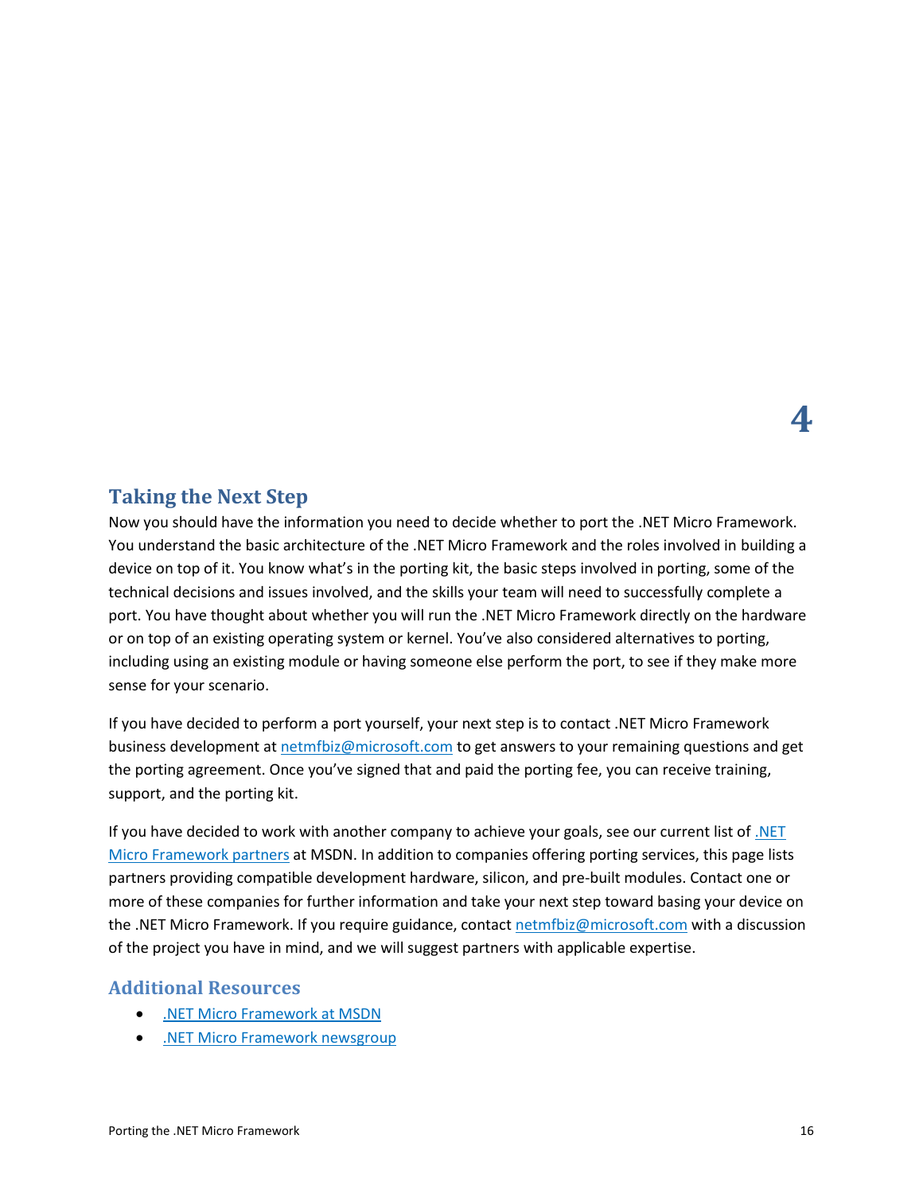4

## Taking the Next Step

Now you should have the information you need to decide whether to port the .NET Micro Framework. You understand the basic architecture of the .NET Micro Framework and the roles involved in building a device on top of it. You know what's in the porting kit, the basic steps involved in porting, some of the technical decisions and issues involved, and the skills your team will need to successfully complete a port. You have thought about whether you will run the .NET Micro Framework directly on the hardware or on top of an existing operating system or kernel. You've also considered alternatives to porting, including using an existing module or having someone else perform the port, to see if they make more sense for your scenario.

If you have decided to perform a port yourself, your next step is to contact .NET Micro Framework business development at netmfbiz@microsoft.com to get answers to your remaining questions and get the porting agreement. Once you've signed that and paid the porting fee, you can receive training, support, and the porting kit.

If you have decided to work with another company to achieve your goals, see our current list of .NET Micro Framework partners at MSDN. In addition to companies offering porting services, this page lists partners providing compatible development hardware, silicon, and pre-built modules. Contact one or more of these companies for further information and take your next step toward basing your device on the .NET Micro Framework. If you require guidance, contact netmfbiz@microsoft.com with a discussion of the project you have in mind, and we will suggest partners with applicable expertise.

## Additional Resources

- .NET Micro Framework at MSDN
- .NET Micro Framework newsgroup